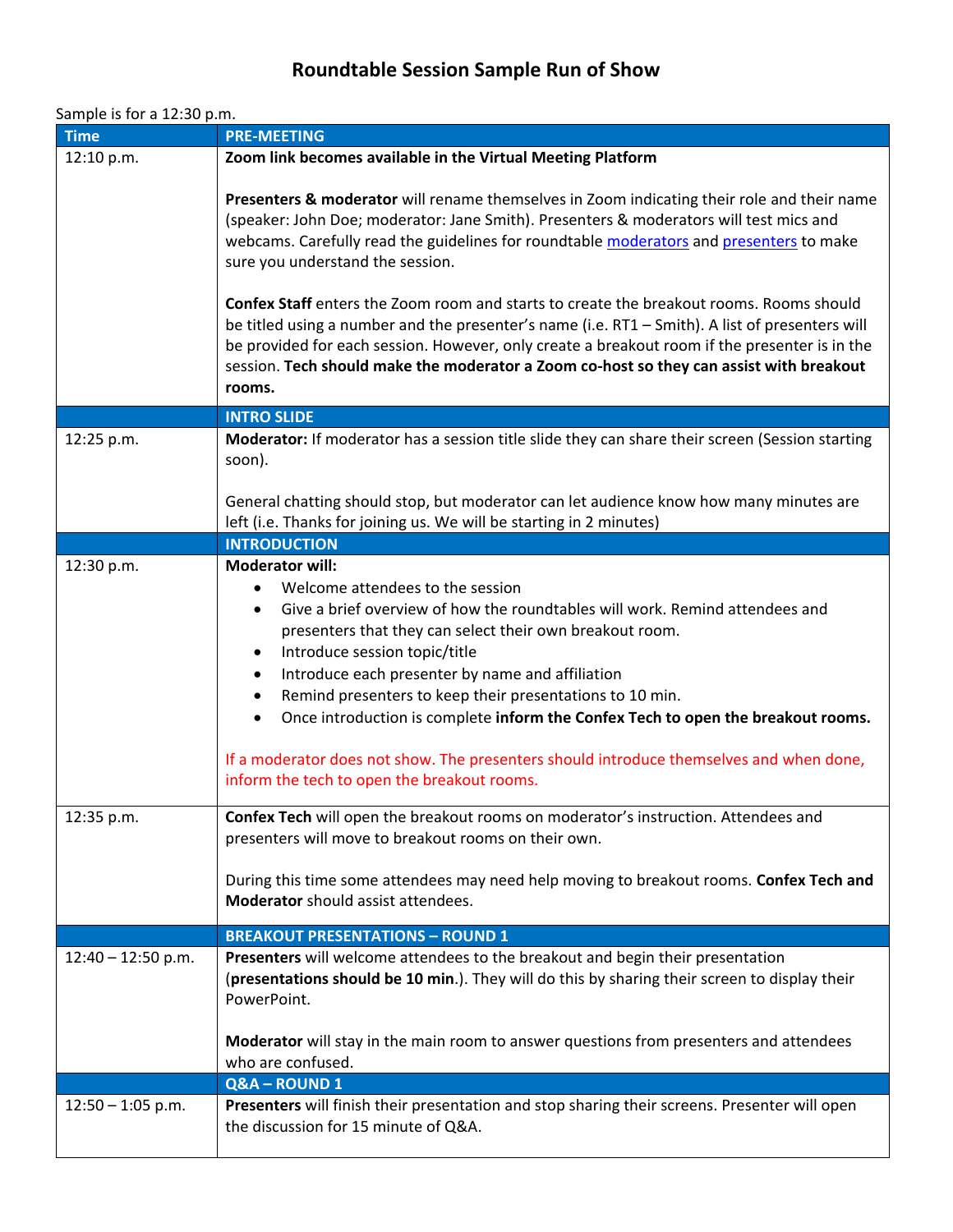# Roundtable Session Sample Run of Show

Sample is for a 12:30 p.m.

| Time | PRE-MEETING |
|---|---|
| 12:10 p.m. | **Zoom link becomes available in the Virtual Meeting Platform**<br><br>**Presenters & moderator** will rename themselves in Zoom indicating their role and their name (speaker: John Doe; moderator: Jane Smith). Presenters & moderators will test mics and webcams. Carefully read the guidelines for roundtable moderators and presenters to make sure you understand the session.<br><br>**Confex Staff** enters the Zoom room and starts to create the breakout rooms. Rooms should be titled using a number and the presenter's name (i.e. RT1 – Smith). A list of presenters will be provided for each session. However, only create a breakout room if the presenter is in the session. **Tech should make the moderator a Zoom co-host so they can assist with breakout rooms.** |
| | **INTRO SLIDE** |
| 12:25 p.m. | **Moderator:** If moderator has a session title slide they can share their screen (Session starting soon).<br><br>General chatting should stop, but moderator can let audience know how many minutes are left (i.e. Thanks for joining us. We will be starting in 2 minutes) |
| | **INTRODUCTION** |
| 12:30 p.m. | **Moderator will:**<br>• Welcome attendees to the session<br>• Give a brief overview of how the roundtables will work. Remind attendees and presenters that they can select their own breakout room.<br>• Introduce session topic/title<br>• Introduce each presenter by name and affiliation<br>• Remind presenters to keep their presentations to 10 min.<br>• Once introduction is complete **inform the Confex Tech to open the breakout rooms.**<br><br>If a moderator does not show. The presenters should introduce themselves and when done, inform the tech to open the breakout rooms. |
| 12:35 p.m. | **Confex Tech** will open the breakout rooms on moderator's instruction. Attendees and presenters will move to breakout rooms on their own.<br><br>During this time some attendees may need help moving to breakout rooms. **Confex Tech and Moderator** should assist attendees. |
| | **BREAKOUT PRESENTATIONS – ROUND 1** |
| 12:40 – 12:50 p.m. | **Presenters** will welcome attendees to the breakout and begin their presentation (**presentations should be 10 min**.). They will do this by sharing their screen to display their PowerPoint.<br><br>**Moderator** will stay in the main room to answer questions from presenters and attendees who are confused. |
| | **Q&A – ROUND 1** |
| 12:50 – 1:05 p.m. | **Presenters** will finish their presentation and stop sharing their screens. Presenter will open the discussion for 15 minute of Q&A. |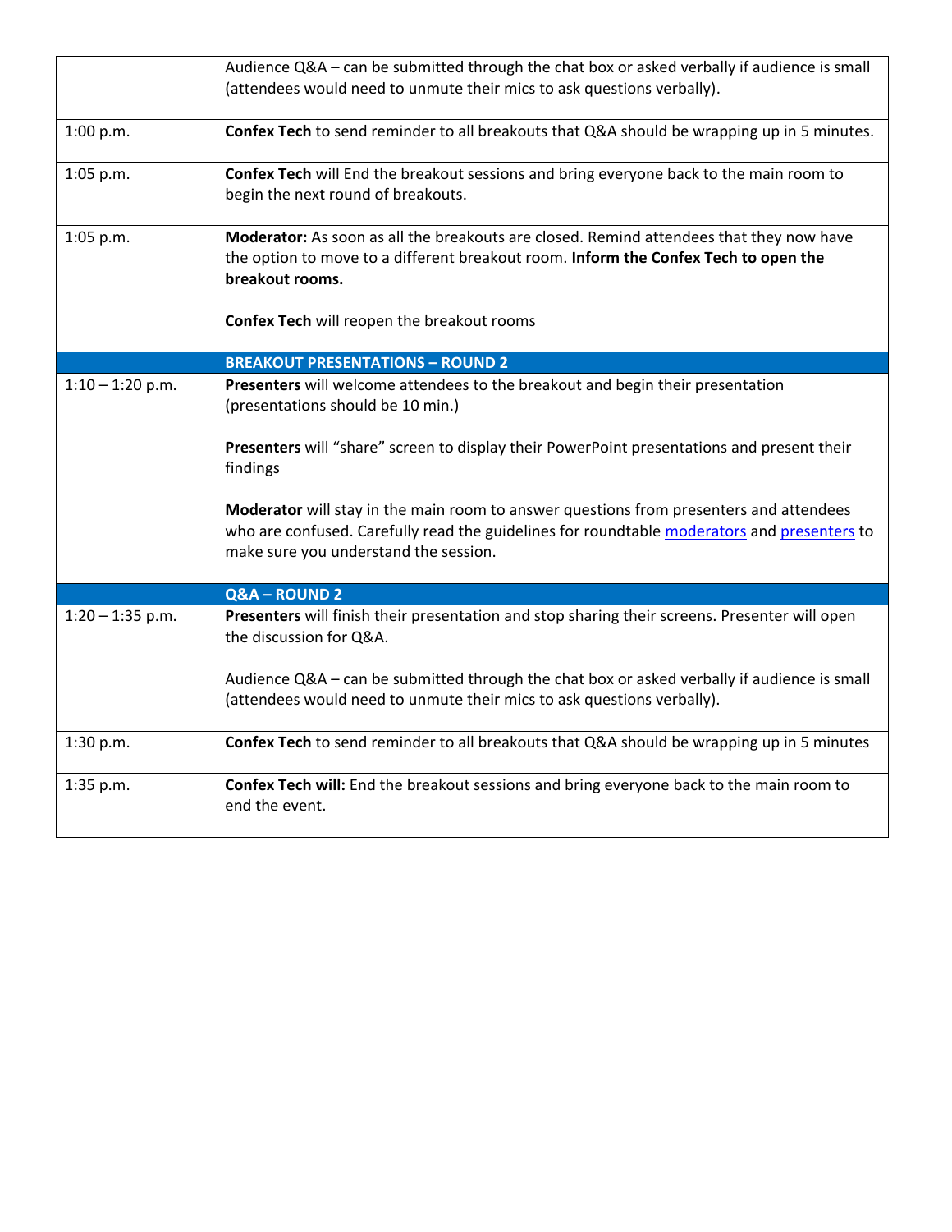| | |
|---|---|
| | Audience Q&A – can be submitted through the chat box or asked verbally if audience is small (attendees would need to unmute their mics to ask questions verbally). |
| 1:00 p.m. | **Confex Tech** to send reminder to all breakouts that Q&A should be wrapping up in 5 minutes. |
| 1:05 p.m. | **Confex Tech** will End the breakout sessions and bring everyone back to the main room to begin the next round of breakouts. |
| 1:05 p.m. | **Moderator:** As soon as all the breakouts are closed. Remind attendees that they now have the option to move to a different breakout room. **Inform the Confex Tech to open the breakout rooms.**<br><br>**Confex Tech** will reopen the breakout rooms |
| | **BREAKOUT PRESENTATIONS – ROUND 2** |
| 1:10 – 1:20 p.m. | **Presenters** will welcome attendees to the breakout and begin their presentation (presentations should be 10 min.)<br><br>**Presenters** will "share" screen to display their PowerPoint presentations and present their findings<br><br>**Moderator** will stay in the main room to answer questions from presenters and attendees who are confused. Carefully read the guidelines for roundtable moderators and presenters to make sure you understand the session. |
| | **Q&A – ROUND 2** |
| 1:20 – 1:35 p.m. | **Presenters** will finish their presentation and stop sharing their screens. Presenter will open the discussion for Q&A.<br><br>Audience Q&A – can be submitted through the chat box or asked verbally if audience is small (attendees would need to unmute their mics to ask questions verbally). |
| 1:30 p.m. | **Confex Tech** to send reminder to all breakouts that Q&A should be wrapping up in 5 minutes |
| 1:35 p.m. | **Confex Tech will:** End the breakout sessions and bring everyone back to the main room to end the event. |